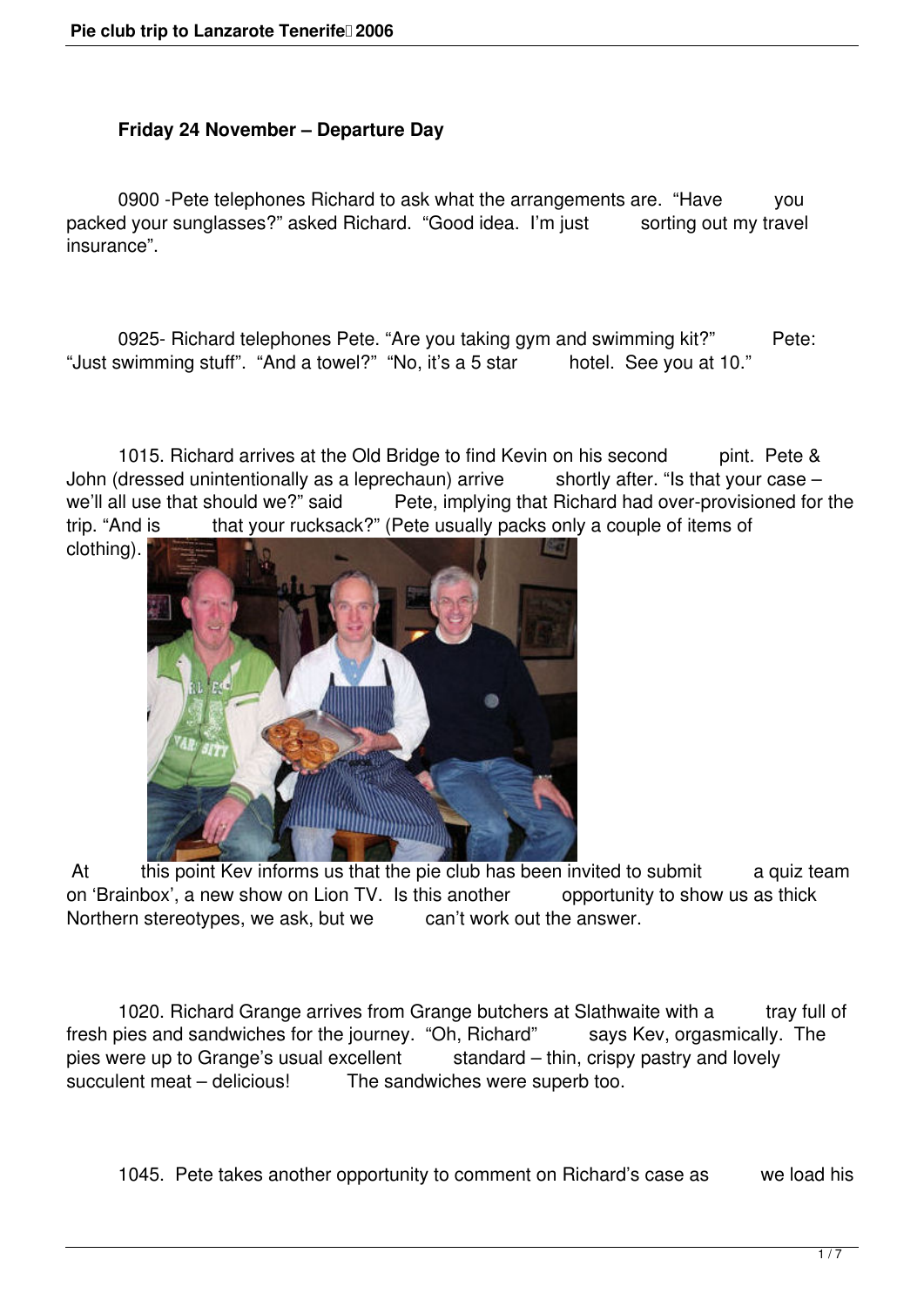## Friday 24 November – Departure Day

0900 -Pete telephones Richard to ask what the arrangements are. "Have you packed your sunglasses?" asked Richard. "Good idea. I'm just sorting out my travel insurance".

0925- Richard telephones Pete. "Are you taking gym and swimming kit?" Pete: "Just swimming stuff". "And a towel?" "No, it's a 5 star hotel. See you at 10."

1015. Richard arrives at the Old Bridge to find Kevin on his second pint. Pete & John (dressed unintentionally as a leprechaun) arrive shortly after. "Is that your case – we'll all use that should we?" said Pete, implying that Richard had over-provisioned for the trip. "And is that your rucksack?" (Pete usually packs only a couple of items of clothing).

At this point Kev informs us that the pie club has been invited to submit a quiz team on 'Brainbox', a new show on Lion TV. Is this another opportunity to show us as thick Northern stereotypes, we ask, but we can't work out the answer.

1020. Richard Grange arrives from Grange butchers at Slathwaite with a tray full of fresh pies and sandwiches for the journey. "Oh, Richard" says Kev, orgasmically. The pies were up to Grange's usual excellent standard – thin, crispy pastry and lovely succulent meat – delicious! The sandwiches were superb too.

1045. Pete takes another opportunity to comment on Richard's case as we load his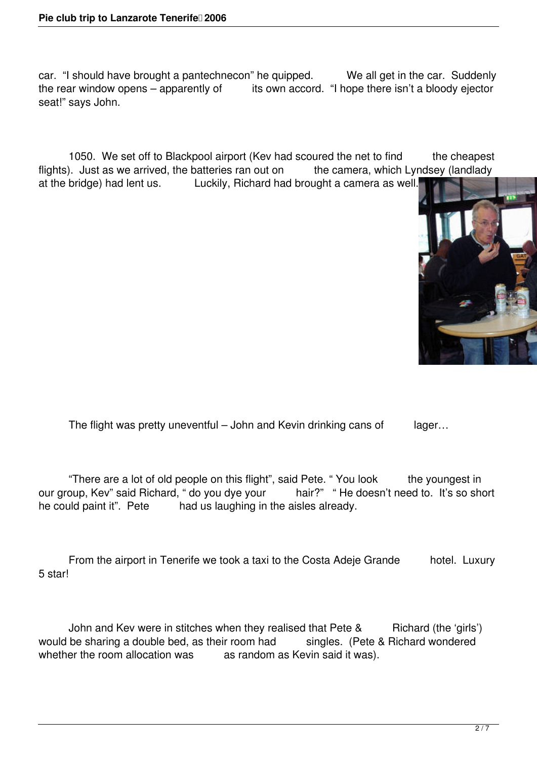car. "I should have brought a pantechnecon" he quipped. We all get in the car. Suddenly the rear window opens – apparently of its own accord. "I hope there isn't a bloody ejector seat!" says John.

1050. We set off to Blackpool airport (Kev had scoured the net to find the cheapest flights). Just as we arrived, the batteries ran out on the camera, which Lyndsey (landlady at the bridge) had lent us. Luckily, Richard had brought a camera as well.

The flight was pretty uneventful – John and Kevin drinking cans of lager…

"There are a lot of old people on this flight", said Pete. " You look the youngest in our group, Kev" said Richard, " do you dye your hair?" " He doesn't need to. It's so short he could paint it". Pete had us laughing in the aisles already.

From the airport in Tenerife we took a taxi to the Costa Adeje Grande hotel. Luxury 5 star!

John and Kev were in stitches when they realised that Pete & Richard (the 'girls') would be sharing a double bed, as their room had singles. (Pete & Richard wondered whether the room allocation was as random as Kevin said it was).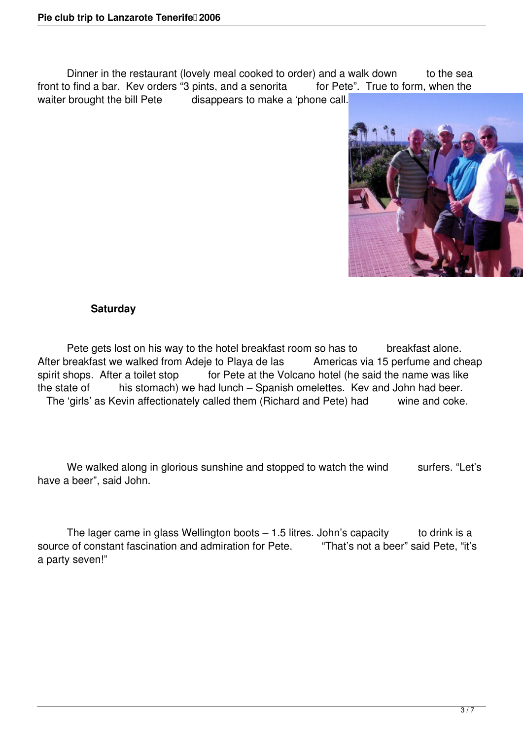Dinner in the restaurant (lovely meal cooked to order) and a walk down to the sea front to find a bar. Kev orders "3 pints, and a senorita for Pete". True to form, when the waiter brought the bill Pete disappears to make a 'phone call.

**Saturday**

Pete gets lost on his way to the hotel breakfast room so has to breakfast alone. After breakfast we walked from Adeje to Playa de las Americas via 15 perfume and cheap spirit shops. After a toilet stop for Pete at the Volcano hotel (he said the name was like the state of his stomach) we had lunch – Spanish omelettes. Kev and John had beer. The 'girls' as Kevin affectionately called them (Richard and Pete) had wine and coke.

We walked along in glorious sunshine and stopped to watch the wind surfers. "Let's have a beer", said John.

The lager came in glass Wellington boots – 1.5 litres. John's capacity to drink is a source of constant fascination and admiration for Pete. "That's not a beer" said Pete, "it's a party seven!"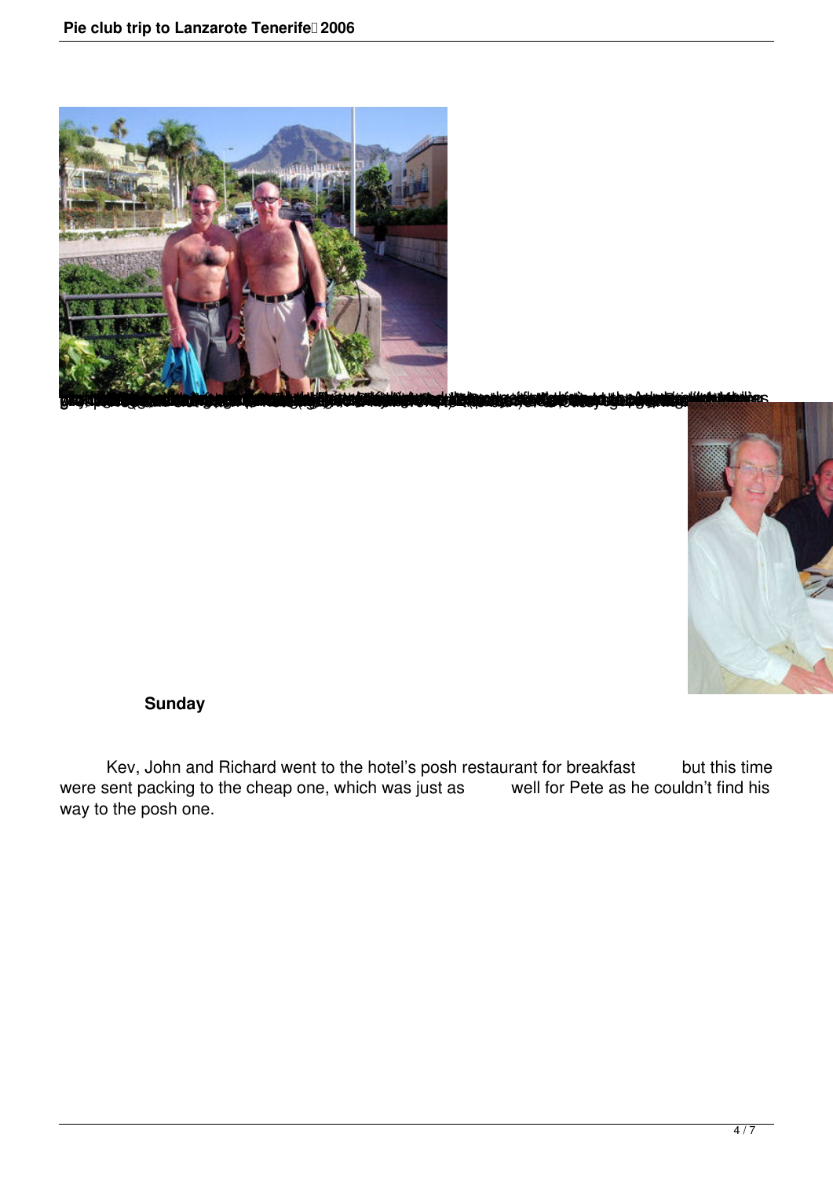### Sunday

Kev, John and Richard went to the hotel's posh restaurant for breakfast but this time were sent packing to the cheap one, which was just as well for Pete as he couldn't find his way to the posh one.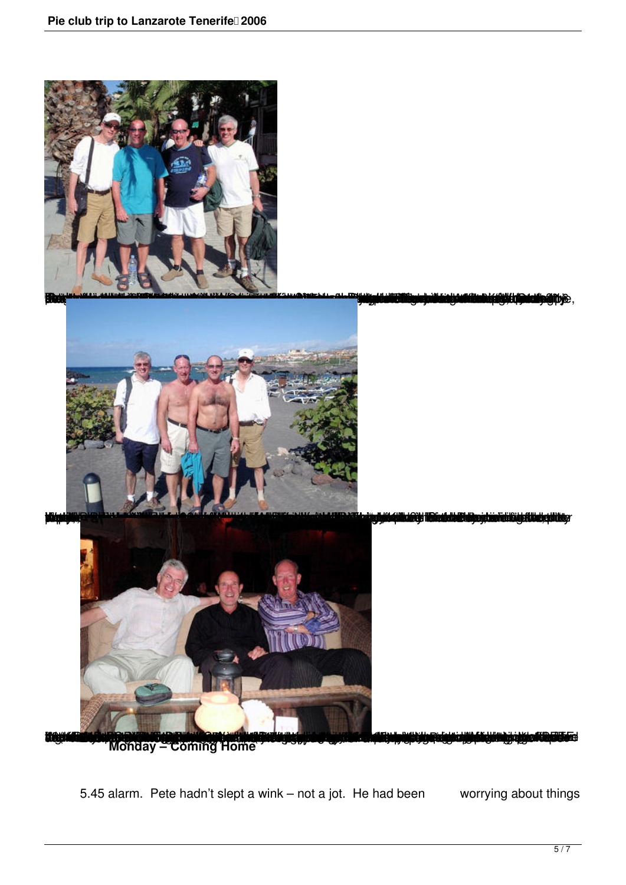### Monday – Coming Home

5.45 alarm. Pete hadn't slept a wink – not a jot. He had been worrying about things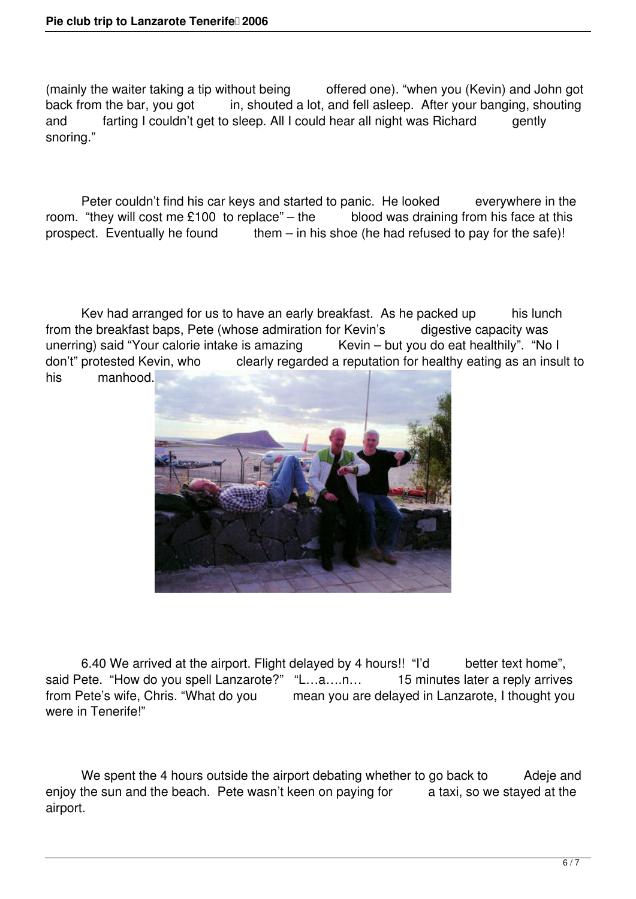(mainly the waiter taking a tip without being offered one). "when you (Kevin) and John got back from the bar, you got in, shouted a lot, and fell asleep. After your banging, shouting and farting I couldn't get to sleep. All I could hear all night was Richard gently snoring."

Peter couldn't find his car keys and started to panic. He looked everywhere in the room. "they will cost me £100 to replace" – the blood was draining from his face at this prospect. Eventually he found them – in his shoe (he had refused to pay for the safe)!

Kev had arranged for us to have an early breakfast. As he packed up his lunch from the breakfast baps, Pete (whose admiration for Kevin's digestive capacity was unerring) said "Your calorie intake is amazing Kevin – but you do eat healthily". "No I don't" protested Kevin, who clearly regarded a reputation for healthy eating as an insult to his manhood.

6.40 We arrived at the airport. Flight delayed by 4 hours!! "I'd better text home", said Pete. "How do you spell Lanzarote?" "L…a….n… 15 minutes later a reply arrives from Pete's wife, Chris. "What do you mean you are delayed in Lanzarote, I thought you were in Tenerife!"

We spent the 4 hours outside the airport debating whether to go back to Adeje and enjoy the sun and the beach. Pete wasn't keen on paying for a taxi, so we stayed at the airport.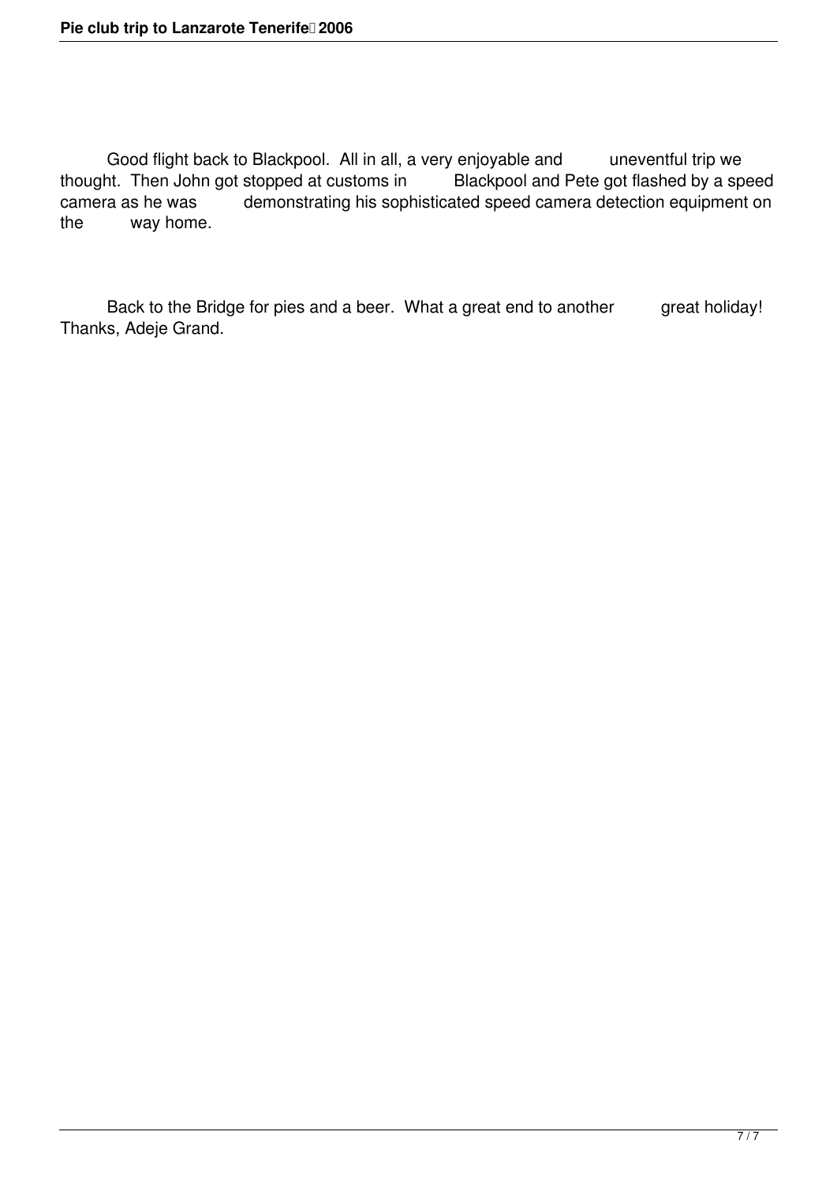Good flight back to Blackpool. All in all, a very enjoyable and uneventful trip we thought. Then John got stopped at customs in Blackpool and Pete got flashed by a speed camera as he was demonstrating his sophisticated speed camera detection equipment on the way home.

Back to the Bridge for pies and a beer. What a great end to another great holiday! Thanks, Adeje Grand.